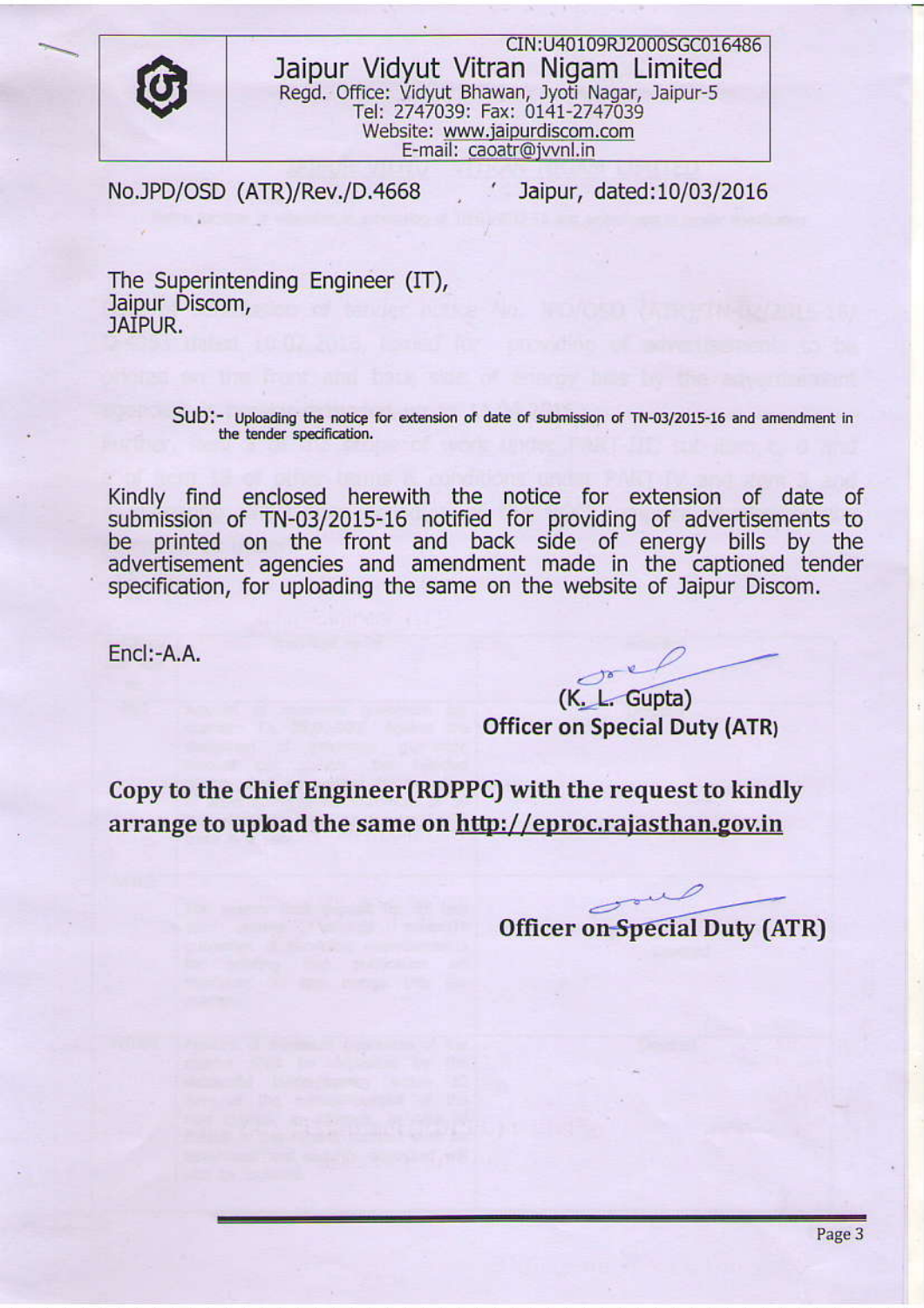CIN:U40109RJ2000SGC016486

# Jaipur Vidyut Vitran Nigam Limited

Regd. Office: Vidyut Bhawan, Jyoti Nagar, Jaipur-5
Tel: 2747039: Fax: 0141-2747039
Website: www.jaipurdiscom.com
E-mail: caoatr@jvvnl.in

No.JPD/OSD (ATR)/Rev./D.4668 Jaipur, dated:10/03/2016

The Superintending Engineer (IT),
Jaipur Discom,
JAIPUR.

Sub:- Uploading the notice for extension of date of submission of TN-03/2015-16 and amendment in the tender specification.

Kindly find enclosed herewith the notice for extension of date of submission of TN-03/2015-16 notified for providing of advertisements to be printed on the front and back side of energy bills by the advertisement agencies and amendment made in the captioned tender specification, for uploading the same on the website of Jaipur Discom.

Encl:-A.A.

(K. L. Gupta)
**Officer on Special Duty (ATR)**

**Copy to the Chief Engineer(RDPPC) with the request to kindly arrange to upload the same on http://eproc.rajasthan.gov.in**

**Officer on Special Duty (ATR)**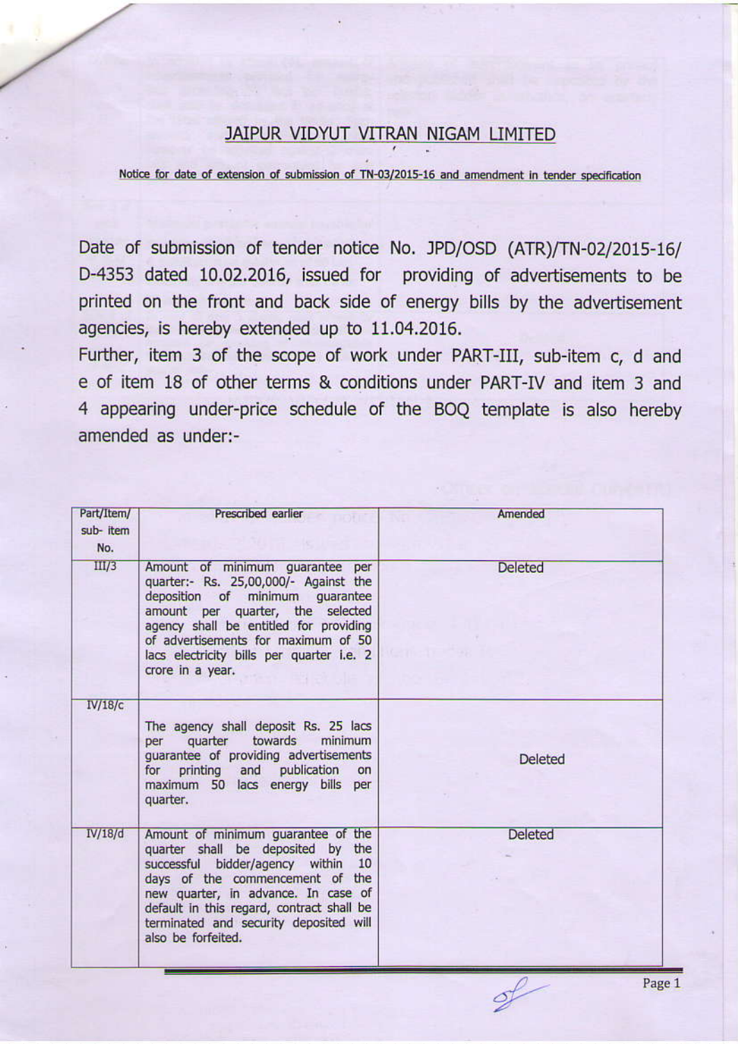## JAIPUR VIDYUT VITRAN NIGAM LIMITED

Notice for date of extension of submission of TN-03/2015-16 and amendment in tender specification

Date of submission of tender notice No. JPD/OSD (ATR)/TN-02/2015-16/ D-4353 dated 10.02.2016, issued for providing of advertisements to be printed on the front and back side of energy bills by the advertisement agencies, is hereby extended up to 11.04.2016.

Further, item 3 of the scope of work under PART-III, sub-item c, d and e of item 18 of other terms & conditions under PART-IV and item 3 and 4 appearing under-price schedule of the BOQ template is also hereby amended as under:-

| Part/Item/ sub- item No. | Prescribed earlier | Amended |
|---|---|---|
| III/3 | Amount of minimum guarantee per quarter:- Rs. 25,00,000/- Against the deposition of minimum guarantee amount per quarter, the selected agency shall be entitled for providing of advertisements for maximum of 50 lacs electricity bills per quarter i.e. 2 crore in a year. | Deleted |
| IV/18/c | The agency shall deposit Rs. 25 lacs per quarter towards minimum guarantee of providing advertisements for printing and publication on maximum 50 lacs energy bills per quarter. | Deleted |
| IV/18/d | Amount of minimum guarantee of the quarter shall be deposited by the successful bidder/agency within 10 days of the commencement of the new quarter, in advance. In case of default in this regard, contract shall be terminated and security deposited will also be forfeited. | Deleted |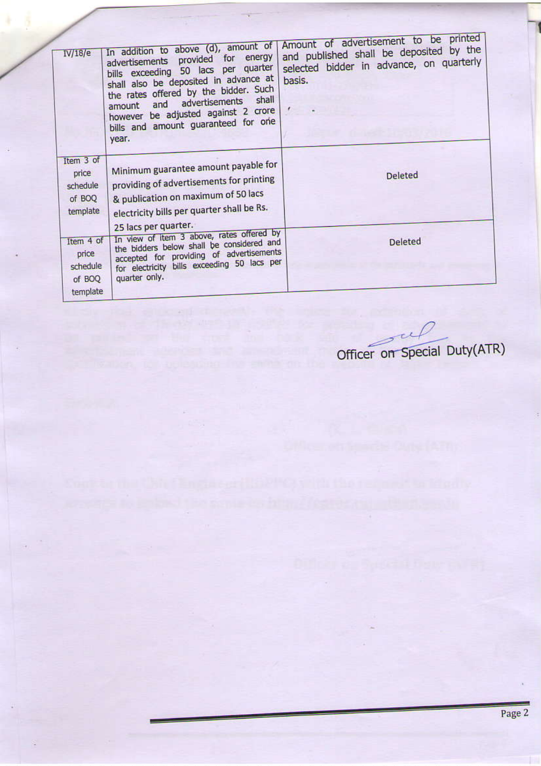| | | |
|---|---|---|
| IV/18/e | In addition to above (d), amount of advertisements provided for energy bills exceeding 50 lacs per quarter shall also be deposited in advance at the rates offered by the bidder. Such amount and advertisements shall however be adjusted against 2 crore bills and amount guaranteed for one year. | Amount of advertisement to be printed and published shall be deposited by the selected bidder in advance, on quarterly basis. |
| Item 3 of price schedule of BOQ template | Minimum guarantee amount payable for providing of advertisements for printing & publication on maximum of 50 lacs electricity bills per quarter shall be Rs. 25 lacs per quarter. | Deleted |
| Item 4 of price schedule of BOQ template | In view of item 3 above, rates offered by the bidders below shall be considered and accepted for providing of advertisements for electricity bills exceeding 50 lacs per quarter only. | Deleted |

Sd/-

Officer on Special Duty(ATR)